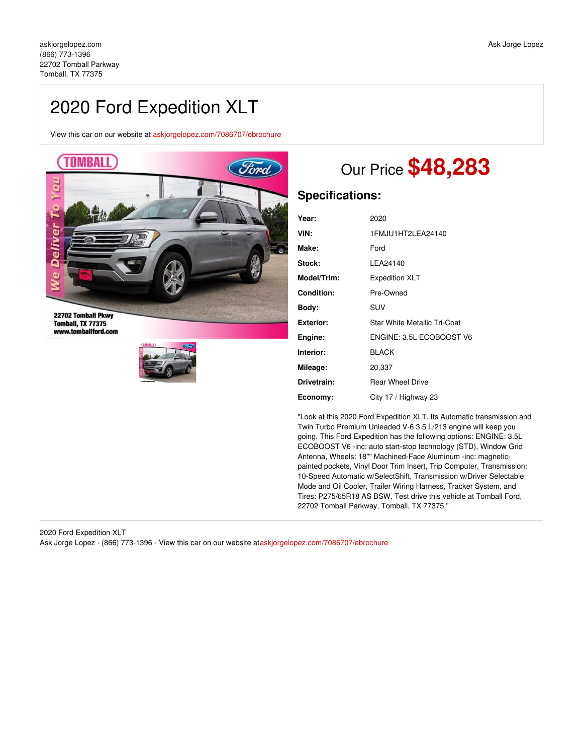askjorgelopez.com
(866) 773-1396
22702 Tomball Parkway
Tomball, TX 77375

Ask Jorge Lopez

# 2020 Ford Expedition XLT

View this car on our website at askjorgelopez.com/7086707/ebrochure

## Our Price **$48,283**

### Specifications:

| | |
|---|---|
| **Year:** | 2020 |
| **VIN:** | 1FMJU1HT2LEA24140 |
| **Make:** | Ford |
| **Stock:** | LEA24140 |
| **Model/Trim:** | Expedition XLT |
| **Condition:** | Pre-Owned |
| **Body:** | SUV |
| **Exterior:** | Star White Metallic Tri-Coat |
| **Engine:** | ENGINE: 3.5L ECOBOOST V6 |
| **Interior:** | BLACK |
| **Mileage:** | 20,337 |
| **Drivetrain:** | Rear Wheel Drive |
| **Economy:** | City 17 / Highway 23 |

"Look at this 2020 Ford Expedition XLT. Its Automatic transmission and Twin Turbo Premium Unleaded V-6 3.5 L/213 engine will keep you going. This Ford Expedition has the following options: ENGINE: 3.5L ECOBOOST V6 -inc: auto start-stop technology (STD), Window Grid Antenna, Wheels: 18"" Machined-Face Aluminum -inc: magnetic-painted pockets, Vinyl Door Trim Insert, Trip Computer, Transmission: 10-Speed Automatic w/SelectShift, Transmission w/Driver Selectable Mode and Oil Cooler, Trailer Wiring Harness, Tracker System, and Tires: P275/65R18 AS BSW. Test drive this vehicle at Tomball Ford, 22702 Tomball Parkway, Tomball, TX 77375."

2020 Ford Expedition XLT
Ask Jorge Lopez - (866) 773-1396 - View this car on our website at askjorgelopez.com/7086707/ebrochure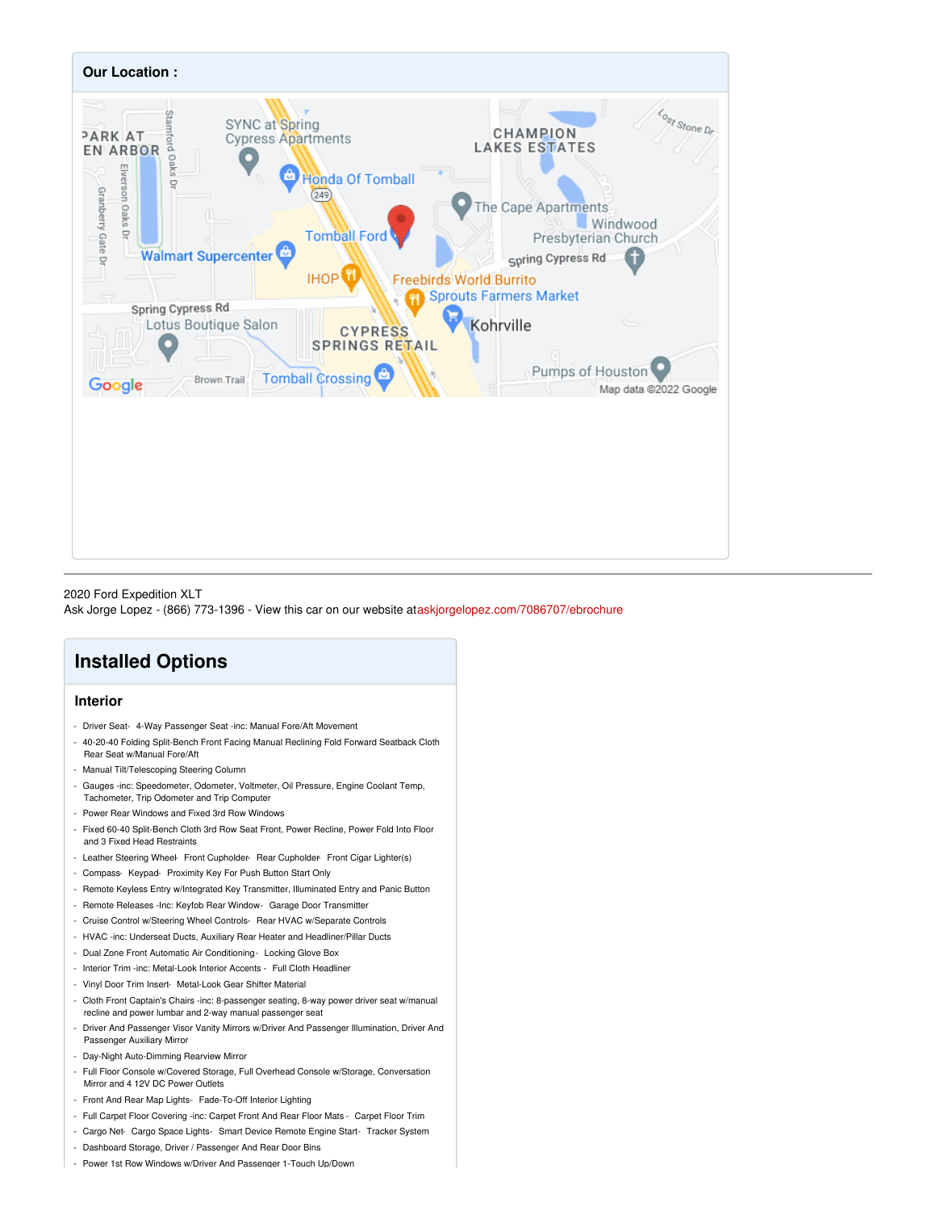## Our Location :

2020 Ford Expedition XLT
Ask Jorge Lopez - (866) 773-1396 - View this car on our website at askjorgelopez.com/7086707/ebrochure

## Installed Options

### Interior

- Driver Seat- 4-Way Passenger Seat -inc: Manual Fore/Aft Movement
- 40-20-40 Folding Split-Bench Front Facing Manual Reclining Fold Forward Seatback Cloth Rear Seat w/Manual Fore/Aft
- Manual Tilt/Telescoping Steering Column
- Gauges -inc: Speedometer, Odometer, Voltmeter, Oil Pressure, Engine Coolant Temp, Tachometer, Trip Odometer and Trip Computer
- Power Rear Windows and Fixed 3rd Row Windows
- Fixed 60-40 Split-Bench Cloth 3rd Row Seat Front, Power Recline, Power Fold Into Floor and 3 Fixed Head Restraints
- Leather Steering Wheel- Front Cupholder- Rear Cupholder- Front Cigar Lighter(s)
- Compass- Keypad- Proximity Key For Push Button Start Only
- Remote Keyless Entry w/Integrated Key Transmitter, Illuminated Entry and Panic Button
- Remote Releases -Inc: Keyfob Rear Window- Garage Door Transmitter
- Cruise Control w/Steering Wheel Controls- Rear HVAC w/Separate Controls
- HVAC -inc: Underseat Ducts, Auxiliary Rear Heater and Headliner/Pillar Ducts
- Dual Zone Front Automatic Air Conditioning- Locking Glove Box
- Interior Trim -inc: Metal-Look Interior Accents - Full Cloth Headliner
- Vinyl Door Trim Insert- Metal-Look Gear Shifter Material
- Cloth Front Captain's Chairs -inc: 8-passenger seating, 8-way power driver seat w/manual recline and power lumbar and 2-way manual passenger seat
- Driver And Passenger Visor Vanity Mirrors w/Driver And Passenger Illumination, Driver And Passenger Auxiliary Mirror
- Day-Night Auto-Dimming Rearview Mirror
- Full Floor Console w/Covered Storage, Full Overhead Console w/Storage, Conversation Mirror and 4 12V DC Power Outlets
- Front And Rear Map Lights- Fade-To-Off Interior Lighting
- Full Carpet Floor Covering -inc: Carpet Front And Rear Floor Mats - Carpet Floor Trim
- Cargo Net- Cargo Space Lights- Smart Device Remote Engine Start- Tracker System
- Dashboard Storage, Driver / Passenger And Rear Door Bins
- Power 1st Row Windows w/Driver And Passenger 1-Touch Up/Down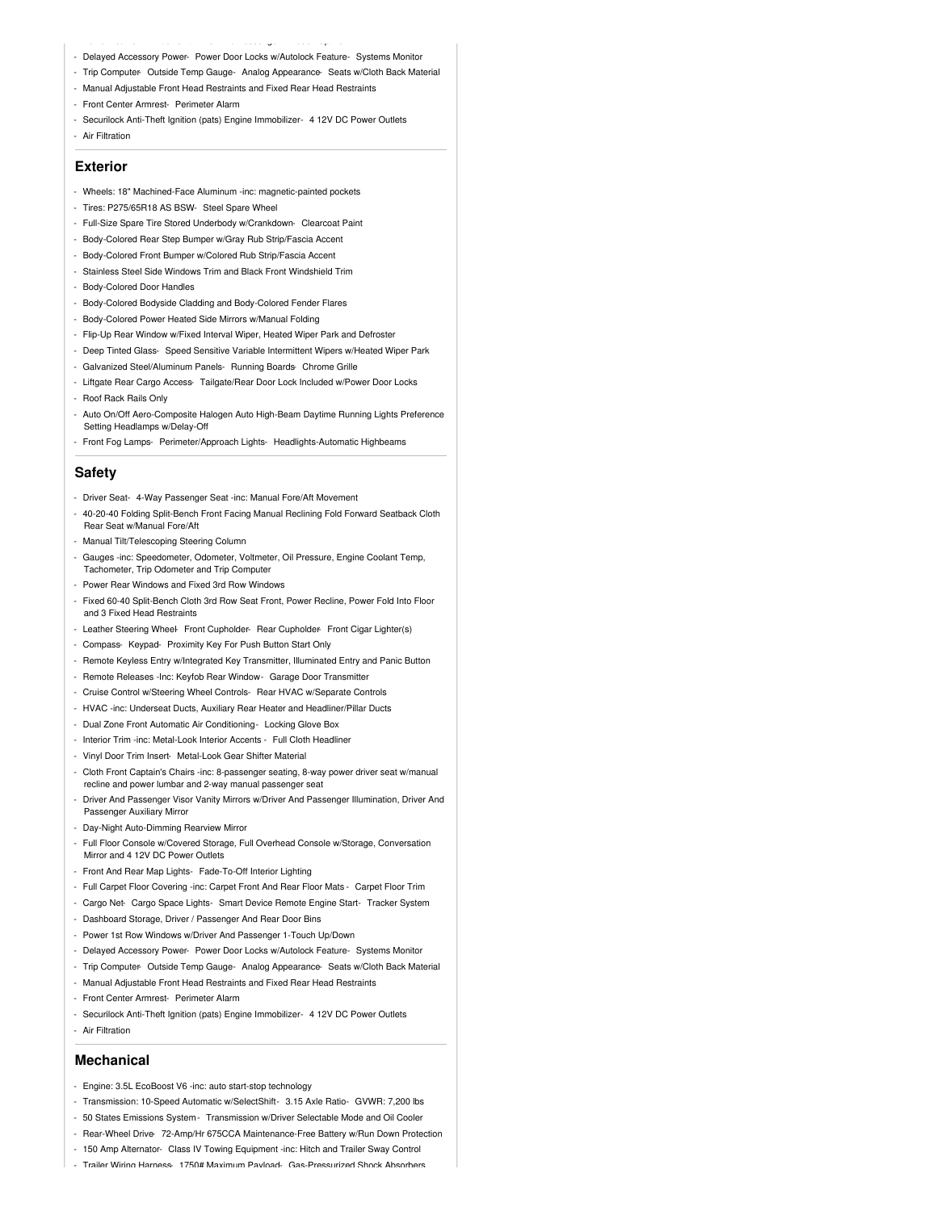- Delayed Accessory Power- Power Door Locks w/Autolock Feature- Systems Monitor
- Trip Computer- Outside Temp Gauge- Analog Appearance- Seats w/Cloth Back Material
- Manual Adjustable Front Head Restraints and Fixed Rear Head Restraints
- Front Center Armrest- Perimeter Alarm
- Securilock Anti-Theft Ignition (pats) Engine Immobilizer- 4 12V DC Power Outlets
- Air Filtration

## Exterior

- Wheels: 18" Machined-Face Aluminum -inc: magnetic-painted pockets
- Tires: P275/65R18 AS BSW- Steel Spare Wheel
- Full-Size Spare Tire Stored Underbody w/Crankdown- Clearcoat Paint
- Body-Colored Rear Step Bumper w/Gray Rub Strip/Fascia Accent
- Body-Colored Front Bumper w/Colored Rub Strip/Fascia Accent
- Stainless Steel Side Windows Trim and Black Front Windshield Trim
- Body-Colored Door Handles
- Body-Colored Bodyside Cladding and Body-Colored Fender Flares
- Body-Colored Power Heated Side Mirrors w/Manual Folding
- Flip-Up Rear Window w/Fixed Interval Wiper, Heated Wiper Park and Defroster
- Deep Tinted Glass- Speed Sensitive Variable Intermittent Wipers w/Heated Wiper Park
- Galvanized Steel/Aluminum Panels- Running Boards- Chrome Grille
- Liftgate Rear Cargo Access- Tailgate/Rear Door Lock Included w/Power Door Locks
- Roof Rack Rails Only
- Auto On/Off Aero-Composite Halogen Auto High-Beam Daytime Running Lights Preference Setting Headlamps w/Delay-Off
- Front Fog Lamps- Perimeter/Approach Lights- Headlights-Automatic Highbeams

## Safety

- Driver Seat- 4-Way Passenger Seat -inc: Manual Fore/Aft Movement
- 40-20-40 Folding Split-Bench Front Facing Manual Reclining Fold Forward Seatback Cloth Rear Seat w/Manual Fore/Aft
- Manual Tilt/Telescoping Steering Column
- Gauges -inc: Speedometer, Odometer, Voltmeter, Oil Pressure, Engine Coolant Temp, Tachometer, Trip Odometer and Trip Computer
- Power Rear Windows and Fixed 3rd Row Windows
- Fixed 60-40 Split-Bench Cloth 3rd Row Seat Front, Power Recline, Power Fold Into Floor and 3 Fixed Head Restraints
- Leather Steering Wheel- Front Cupholder- Rear Cupholder- Front Cigar Lighter(s)
- Compass- Keypad- Proximity Key For Push Button Start Only
- Remote Keyless Entry w/Integrated Key Transmitter, Illuminated Entry and Panic Button
- Remote Releases -Inc: Keyfob Rear Window- Garage Door Transmitter
- Cruise Control w/Steering Wheel Controls- Rear HVAC w/Separate Controls
- HVAC -inc: Underseat Ducts, Auxiliary Rear Heater and Headliner/Pillar Ducts
- Dual Zone Front Automatic Air Conditioning- Locking Glove Box
- Interior Trim -inc: Metal-Look Interior Accents - Full Cloth Headliner
- Vinyl Door Trim Insert- Metal-Look Gear Shifter Material
- Cloth Front Captain's Chairs -inc: 8-passenger seating, 8-way power driver seat w/manual recline and power lumbar and 2-way manual passenger seat
- Driver And Passenger Visor Vanity Mirrors w/Driver And Passenger Illumination, Driver And Passenger Auxiliary Mirror
- Day-Night Auto-Dimming Rearview Mirror
- Full Floor Console w/Covered Storage, Full Overhead Console w/Storage, Conversation Mirror and 4 12V DC Power Outlets
- Front And Rear Map Lights- Fade-To-Off Interior Lighting
- Full Carpet Floor Covering -inc: Carpet Front And Rear Floor Mats - Carpet Floor Trim
- Cargo Net- Cargo Space Lights- Smart Device Remote Engine Start- Tracker System
- Dashboard Storage, Driver / Passenger And Rear Door Bins
- Power 1st Row Windows w/Driver And Passenger 1-Touch Up/Down
- Delayed Accessory Power- Power Door Locks w/Autolock Feature- Systems Monitor
- Trip Computer- Outside Temp Gauge- Analog Appearance- Seats w/Cloth Back Material
- Manual Adjustable Front Head Restraints and Fixed Rear Head Restraints
- Front Center Armrest- Perimeter Alarm
- Securilock Anti-Theft Ignition (pats) Engine Immobilizer- 4 12V DC Power Outlets
- Air Filtration

## Mechanical

- Engine: 3.5L EcoBoost V6 -inc: auto start-stop technology
- Transmission: 10-Speed Automatic w/SelectShift- 3.15 Axle Ratio- GVWR: 7,200 lbs
- 50 States Emissions System- Transmission w/Driver Selectable Mode and Oil Cooler
- Rear-Wheel Drive- 72-Amp/Hr 675CCA Maintenance-Free Battery w/Run Down Protection
- 150 Amp Alternator- Class IV Towing Equipment -inc: Hitch and Trailer Sway Control
- Trailer Wiring Harness- 1750# Maximum Payload- Gas-Pressurized Shock Absorbers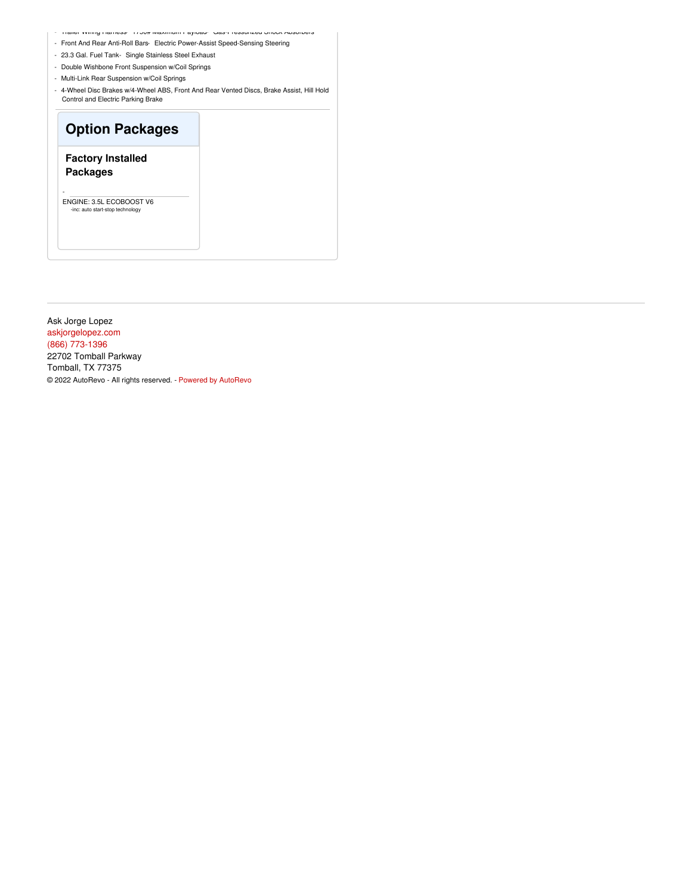- Trailer Wiring Harness- 1750# Maximum Payload- Gas-Pressurized Shock Absorbers
- Front And Rear Anti-Roll Bars- Electric Power-Assist Speed-Sensing Steering
- 23.3 Gal. Fuel Tank- Single Stainless Steel Exhaust
- Double Wishbone Front Suspension w/Coil Springs
- Multi-Link Rear Suspension w/Coil Springs
- 4-Wheel Disc Brakes w/4-Wheel ABS, Front And Rear Vented Discs, Brake Assist, Hill Hold Control and Electric Parking Brake

## Option Packages

### Factory Installed Packages

-

ENGINE: 3.5L ECOBOOST V6
-inc: auto start-stop technology

---

Ask Jorge Lopez
askjorgelopez.com
(866) 773-1396
22702 Tomball Parkway
Tomball, TX 77375
© 2022 AutoRevo - All rights reserved. - Powered by AutoRevo